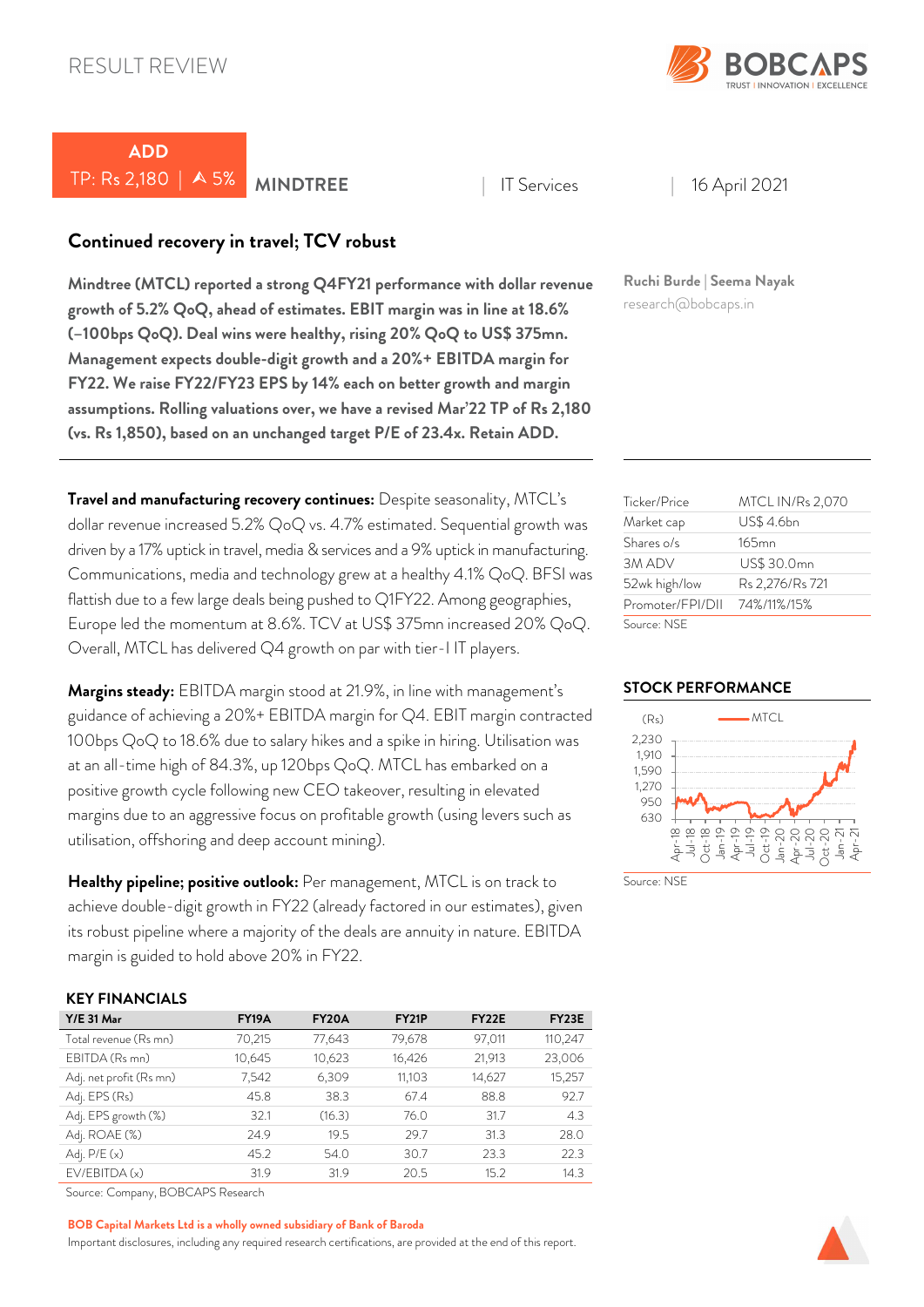RESULT REVIEW

**ADD**

TP: Rs 2,180 | ▲ 5%

**MINDTREE** | IT Services | 16 April 2021

## Continued recovery in travel; TCV robust

**Mindtree (MTCL) reported a strong Q4FY21 performance with dollar revenue growth of 5.2% QoQ, ahead of estimates. EBIT margin was in line at 18.6% (–100bps QoQ). Deal wins were healthy, rising 20% QoQ to US$ 375mn. Management expects double-digit growth and a 20%+ EBITDA margin for FY22. We raise FY22/FY23 EPS by 14% each on better growth and margin assumptions. Rolling valuations over, we have a revised Mar'22 TP of Rs 2,180 (vs. Rs 1,850), based on an unchanged target P/E of 23.4x. Retain ADD.**

Ruchi Burde | Seema Nayak
research@bobcaps.in

**Travel and manufacturing recovery continues:** Despite seasonality, MTCL's dollar revenue increased 5.2% QoQ vs. 4.7% estimated. Sequential growth was driven by a 17% uptick in travel, media & services and a 9% uptick in manufacturing. Communications, media and technology grew at a healthy 4.1% QoQ. BFSI was flattish due to a few large deals being pushed to Q1FY22. Among geographies, Europe led the momentum at 8.6%. TCV at US$ 375mn increased 20% QoQ. Overall, MTCL has delivered Q4 growth on par with tier-I IT players.

**Margins steady:** EBITDA margin stood at 21.9%, in line with management's guidance of achieving a 20%+ EBITDA margin for Q4. EBIT margin contracted 100bps QoQ to 18.6% due to salary hikes and a spike in hiring. Utilisation was at an all-time high of 84.3%, up 120bps QoQ. MTCL has embarked on a positive growth cycle following new CEO takeover, resulting in elevated margins due to an aggressive focus on profitable growth (using levers such as utilisation, offshoring and deep account mining).

**Healthy pipeline; positive outlook:** Per management, MTCL is on track to achieve double-digit growth in FY22 (already factored in our estimates), given its robust pipeline where a majority of the deals are annuity in nature. EBITDA margin is guided to hold above 20% in FY22.

| | |
|---|---|
| Ticker/Price | MTCL IN/Rs 2,070 |
| Market cap | US$ 4.6bn |
| Shares o/s | 165mn |
| 3M ADV | US$ 30.0mn |
| 52wk high/low | Rs 2,276/Rs 721 |
| Promoter/FPI/DII | 74%/11%/15% |

Source: NSE

### STOCK PERFORMANCE

Source: NSE

### KEY FINANCIALS

| Y/E 31 Mar | FY19A | FY20A | FY21P | FY22E | FY23E |
|---|---|---|---|---|---|
| Total revenue (Rs mn) | 70,215 | 77,643 | 79,678 | 97,011 | 110,247 |
| EBITDA (Rs mn) | 10,645 | 10,623 | 16,426 | 21,913 | 23,006 |
| Adj. net profit (Rs mn) | 7,542 | 6,309 | 11,103 | 14,627 | 15,257 |
| Adj. EPS (Rs) | 45.8 | 38.3 | 67.4 | 88.8 | 92.7 |
| Adj. EPS growth (%) | 32.1 | (16.3) | 76.0 | 31.7 | 4.3 |
| Adj. ROAE (%) | 24.9 | 19.5 | 29.7 | 31.3 | 28.0 |
| Adj. P/E (x) | 45.2 | 54.0 | 30.7 | 23.3 | 22.3 |
| EV/EBITDA (x) | 31.9 | 31.9 | 20.5 | 15.2 | 14.3 |

Source: Company, BOBCAPS Research

**BOB Capital Markets Ltd is a wholly owned subsidiary of Bank of Baroda**

Important disclosures, including any required research certifications, are provided at the end of this report.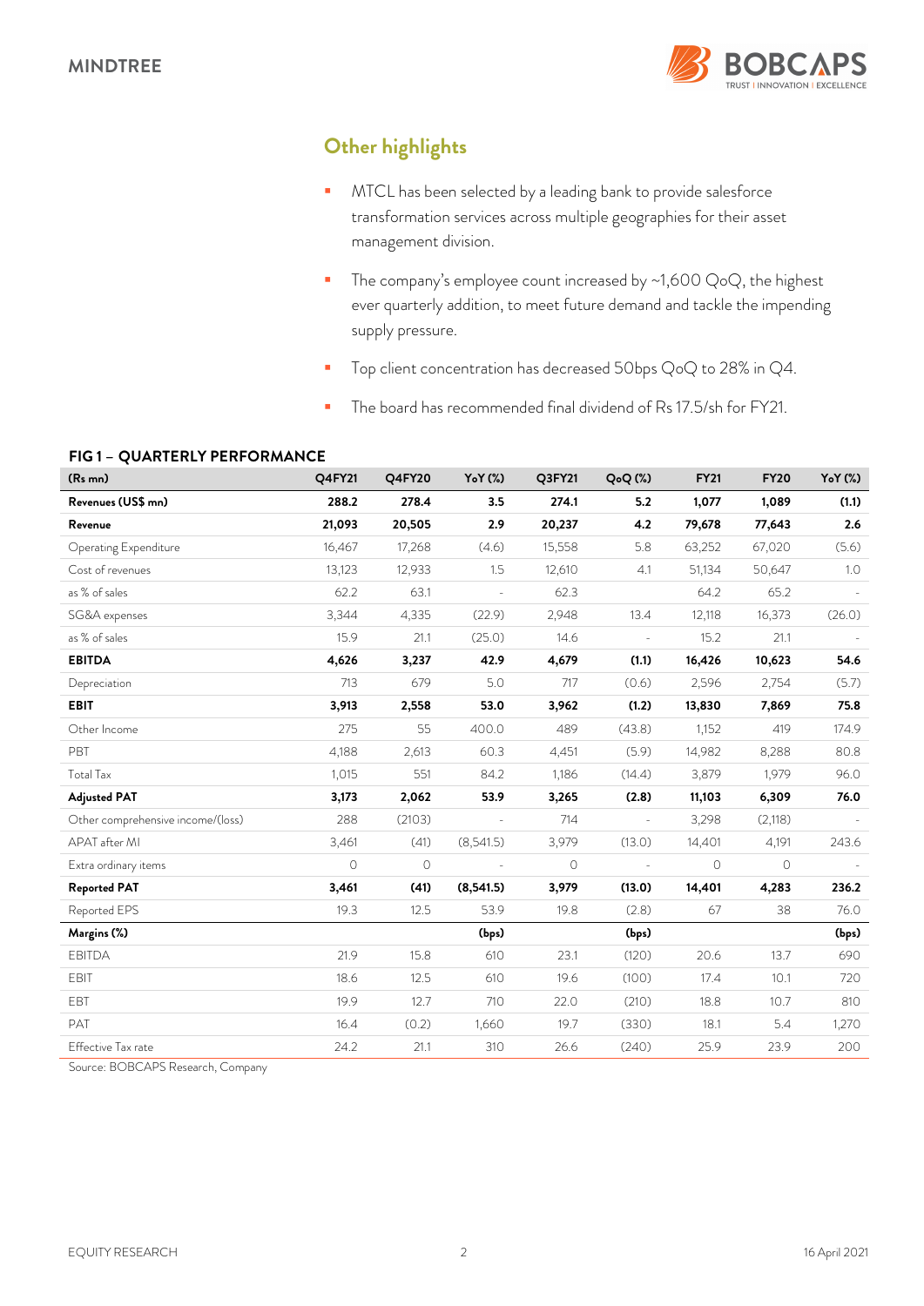## Other highlights

- MTCL has been selected by a leading bank to provide salesforce transformation services across multiple geographies for their asset management division.
- The company's employee count increased by ~1,600 QoQ, the highest ever quarterly addition, to meet future demand and tackle the impending supply pressure.
- Top client concentration has decreased 50bps QoQ to 28% in Q4.
- The board has recommended final dividend of Rs 17.5/sh for FY21.

**FIG 1 – QUARTERLY PERFORMANCE**

| (Rs mn) | Q4FY21 | Q4FY20 | YoY (%) | Q3FY21 | QoQ (%) | FY21 | FY20 | YoY (%) |
|---|---|---|---|---|---|---|---|---|
| **Revenues (US$ mn)** | **288.2** | **278.4** | **3.5** | **274.1** | **5.2** | **1,077** | **1,089** | **(1.1)** |
| **Revenue** | **21,093** | **20,505** | **2.9** | **20,237** | **4.2** | **79,678** | **77,643** | **2.6** |
| Operating Expenditure | 16,467 | 17,268 | (4.6) | 15,558 | 5.8 | 63,252 | 67,020 | (5.6) |
| Cost of revenues | 13,123 | 12,933 | 1.5 | 12,610 | 4.1 | 51,134 | 50,647 | 1.0 |
| as % of sales | 62.2 | 63.1 | - | 62.3 | | 64.2 | 65.2 | - |
| SG&A expenses | 3,344 | 4,335 | (22.9) | 2,948 | 13.4 | 12,118 | 16,373 | (26.0) |
| as % of sales | 15.9 | 21.1 | (25.0) | 14.6 | - | 15.2 | 21.1 | - |
| **EBITDA** | **4,626** | **3,237** | **42.9** | **4,679** | **(1.1)** | **16,426** | **10,623** | **54.6** |
| Depreciation | 713 | 679 | 5.0 | 717 | (0.6) | 2,596 | 2,754 | (5.7) |
| **EBIT** | **3,913** | **2,558** | **53.0** | **3,962** | **(1.2)** | **13,830** | **7,869** | **75.8** |
| Other Income | 275 | 55 | 400.0 | 489 | (43.8) | 1,152 | 419 | 174.9 |
| PBT | 4,188 | 2,613 | 60.3 | 4,451 | (5.9) | 14,982 | 8,288 | 80.8 |
| Total Tax | 1,015 | 551 | 84.2 | 1,186 | (14.4) | 3,879 | 1,979 | 96.0 |
| **Adjusted PAT** | **3,173** | **2,062** | **53.9** | **3,265** | **(2.8)** | **11,103** | **6,309** | **76.0** |
| Other comprehensive income/(loss) | 288 | (2103) | - | 714 | - | 3,298 | (2,118) | - |
| APAT after MI | 3,461 | (41) | (8,541.5) | 3,979 | (13.0) | 14,401 | 4,191 | 243.6 |
| Extra ordinary items | 0 | 0 | - | 0 | - | 0 | 0 | - |
| **Reported PAT** | **3,461** | **(41)** | **(8,541.5)** | **3,979** | **(13.0)** | **14,401** | **4,283** | **236.2** |
| Reported EPS | 19.3 | 12.5 | 53.9 | 19.8 | (2.8) | 67 | 38 | 76.0 |
| **Margins (%)** | | | **(bps)** | | **(bps)** | | | **(bps)** |
| EBITDA | 21.9 | 15.8 | 610 | 23.1 | (120) | 20.6 | 13.7 | 690 |
| EBIT | 18.6 | 12.5 | 610 | 19.6 | (100) | 17.4 | 10.1 | 720 |
| EBT | 19.9 | 12.7 | 710 | 22.0 | (210) | 18.8 | 10.7 | 810 |
| PAT | 16.4 | (0.2) | 1,660 | 19.7 | (330) | 18.1 | 5.4 | 1,270 |
| Effective Tax rate | 24.2 | 21.1 | 310 | 26.6 | (240) | 25.9 | 23.9 | 200 |

Source: BOBCAPS Research, Company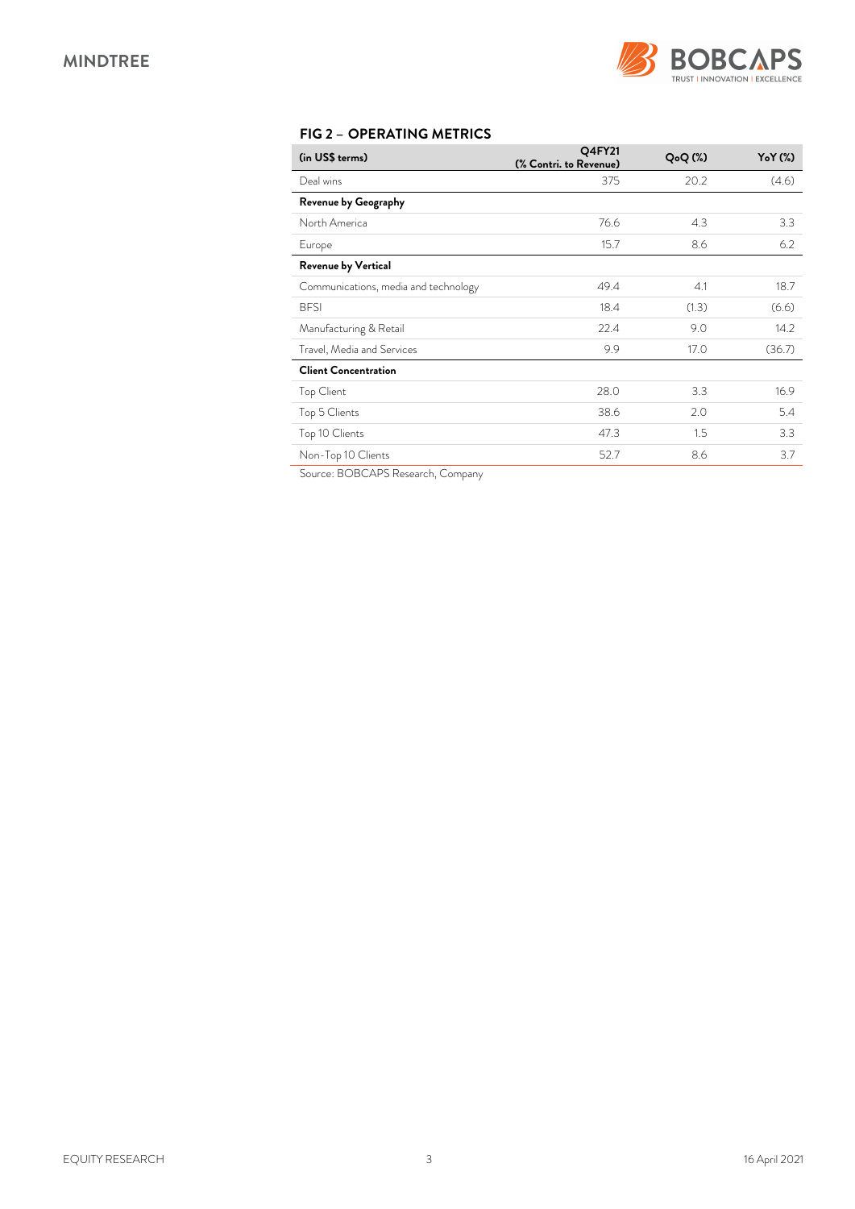### FIG 2 – OPERATING METRICS

| (in US$ terms) | Q4FY21 (% Contri. to Revenue) | QoQ (%) | YoY (%) |
|---|---|---|---|
| Deal wins | 375 | 20.2 | (4.6) |
| **Revenue by Geography** | | | |
| North America | 76.6 | 4.3 | 3.3 |
| Europe | 15.7 | 8.6 | 6.2 |
| **Revenue by Vertical** | | | |
| Communications, media and technology | 49.4 | 4.1 | 18.7 |
| BFSI | 18.4 | (1.3) | (6.6) |
| Manufacturing & Retail | 22.4 | 9.0 | 14.2 |
| Travel, Media and Services | 9.9 | 17.0 | (36.7) |
| **Client Concentration** | | | |
| Top Client | 28.0 | 3.3 | 16.9 |
| Top 5 Clients | 38.6 | 2.0 | 5.4 |
| Top 10 Clients | 47.3 | 1.5 | 3.3 |
| Non-Top 10 Clients | 52.7 | 8.6 | 3.7 |

Source: BOBCAPS Research, Company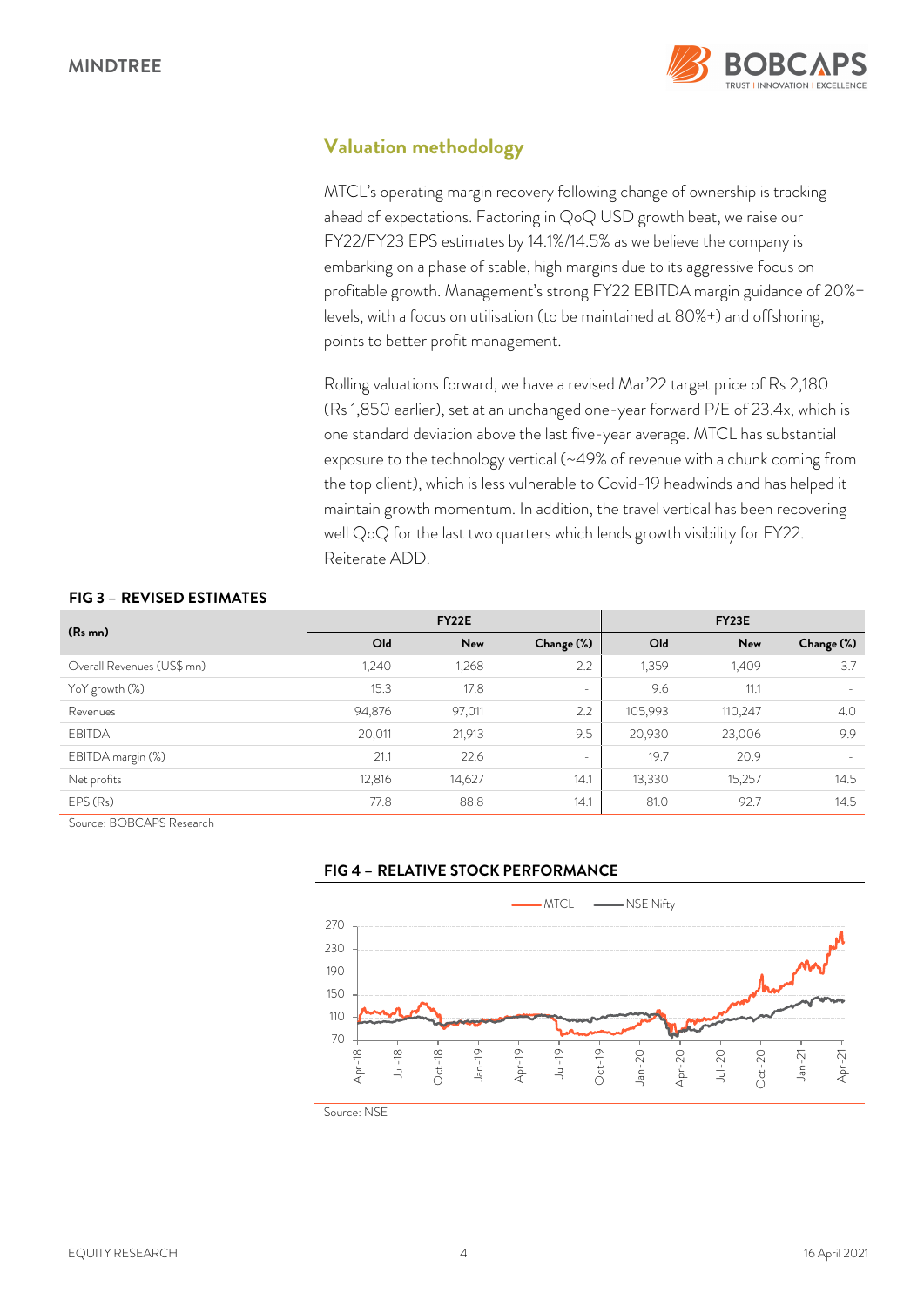## Valuation methodology

MTCL's operating margin recovery following change of ownership is tracking ahead of expectations. Factoring in QoQ USD growth beat, we raise our FY22/FY23 EPS estimates by 14.1%/14.5% as we believe the company is embarking on a phase of stable, high margins due to its aggressive focus on profitable growth. Management's strong FY22 EBITDA margin guidance of 20%+ levels, with a focus on utilisation (to be maintained at 80%+) and offshoring, points to better profit management.

Rolling valuations forward, we have a revised Mar'22 target price of Rs 2,180 (Rs 1,850 earlier), set at an unchanged one-year forward P/E of 23.4x, which is one standard deviation above the last five-year average. MTCL has substantial exposure to the technology vertical (~49% of revenue with a chunk coming from the top client), which is less vulnerable to Covid-19 headwinds and has helped it maintain growth momentum. In addition, the travel vertical has been recovering well QoQ for the last two quarters which lends growth visibility for FY22. Reiterate ADD.

**FIG 3 – REVISED ESTIMATES**

| (Rs mn) | FY22E | | | FY23E | | |
|---|---|---|---|---|---|---|
| | Old | New | Change (%) | Old | New | Change (%) |
| Overall Revenues (US$ mn) | 1,240 | 1,268 | 2.2 | 1,359 | 1,409 | 3.7 |
| YoY growth (%) | 15.3 | 17.8 | - | 9.6 | 11.1 | - |
| Revenues | 94,876 | 97,011 | 2.2 | 105,993 | 110,247 | 4.0 |
| EBITDA | 20,011 | 21,913 | 9.5 | 20,930 | 23,006 | 9.9 |
| EBITDA margin (%) | 21.1 | 22.6 | - | 19.7 | 20.9 | - |
| Net profits | 12,816 | 14,627 | 14.1 | 13,330 | 15,257 | 14.5 |
| EPS (Rs) | 77.8 | 88.8 | 14.1 | 81.0 | 92.7 | 14.5 |

Source: BOBCAPS Research

**FIG 4 – RELATIVE STOCK PERFORMANCE**

Source: NSE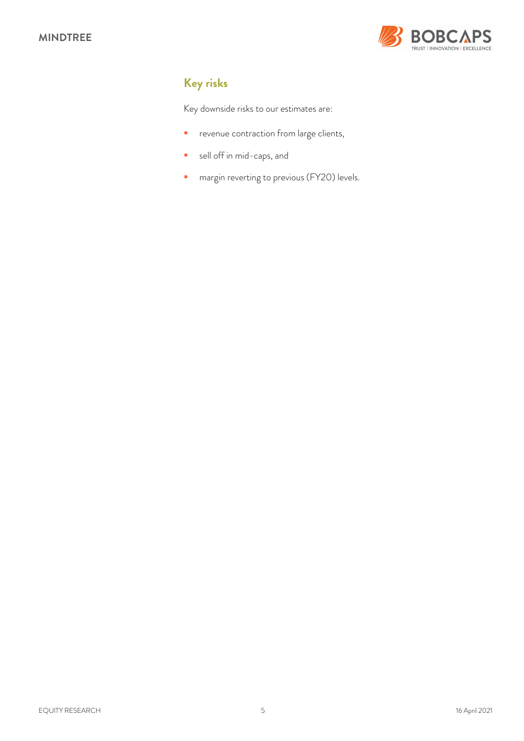## Key risks

Key downside risks to our estimates are:

- revenue contraction from large clients,
- sell off in mid-caps, and
- margin reverting to previous (FY20) levels.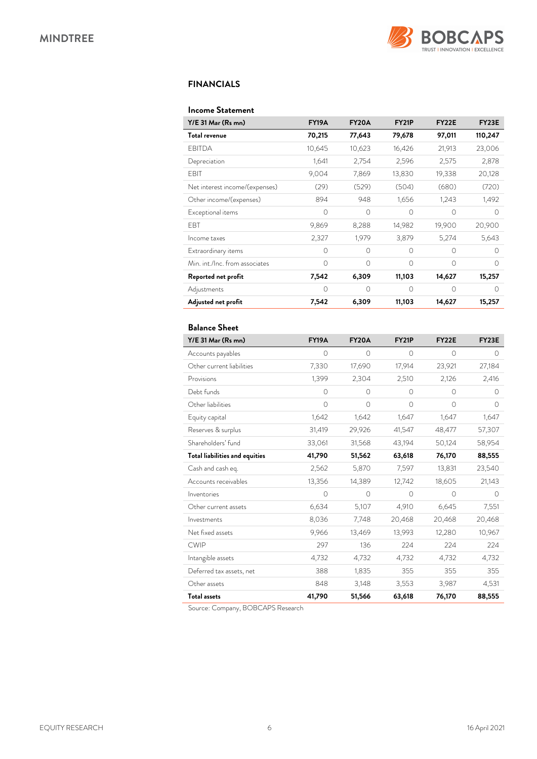## FINANCIALS

### Income Statement

| Y/E 31 Mar (Rs mn) | FY19A | FY20A | FY21P | FY22E | FY23E |
|---|---|---|---|---|---|
| **Total revenue** | **70,215** | **77,643** | **79,678** | **97,011** | **110,247** |
| EBITDA | 10,645 | 10,623 | 16,426 | 21,913 | 23,006 |
| Depreciation | 1,641 | 2,754 | 2,596 | 2,575 | 2,878 |
| EBIT | 9,004 | 7,869 | 13,830 | 19,338 | 20,128 |
| Net interest income/(expenses) | (29) | (529) | (504) | (680) | (720) |
| Other income/(expenses) | 894 | 948 | 1,656 | 1,243 | 1,492 |
| Exceptional items | 0 | 0 | 0 | 0 | 0 |
| EBT | 9,869 | 8,288 | 14,982 | 19,900 | 20,900 |
| Income taxes | 2,327 | 1,979 | 3,879 | 5,274 | 5,643 |
| Extraordinary items | 0 | 0 | 0 | 0 | 0 |
| Min. int./Inc. from associates | 0 | 0 | 0 | 0 | 0 |
| **Reported net profit** | **7,542** | **6,309** | **11,103** | **14,627** | **15,257** |
| Adjustments | 0 | 0 | 0 | 0 | 0 |
| **Adjusted net profit** | **7,542** | **6,309** | **11,103** | **14,627** | **15,257** |

### Balance Sheet

| Y/E 31 Mar (Rs mn) | FY19A | FY20A | FY21P | FY22E | FY23E |
|---|---|---|---|---|---|
| Accounts payables | 0 | 0 | 0 | 0 | 0 |
| Other current liabilities | 7,330 | 17,690 | 17,914 | 23,921 | 27,184 |
| Provisions | 1,399 | 2,304 | 2,510 | 2,126 | 2,416 |
| Debt funds | 0 | 0 | 0 | 0 | 0 |
| Other liabilities | 0 | 0 | 0 | 0 | 0 |
| Equity capital | 1,642 | 1,642 | 1,647 | 1,647 | 1,647 |
| Reserves & surplus | 31,419 | 29,926 | 41,547 | 48,477 | 57,307 |
| Shareholders' fund | 33,061 | 31,568 | 43,194 | 50,124 | 58,954 |
| **Total liabilities and equities** | **41,790** | **51,562** | **63,618** | **76,170** | **88,555** |
| Cash and cash eq. | 2,562 | 5,870 | 7,597 | 13,831 | 23,540 |
| Accounts receivables | 13,356 | 14,389 | 12,742 | 18,605 | 21,143 |
| Inventories | 0 | 0 | 0 | 0 | 0 |
| Other current assets | 6,634 | 5,107 | 4,910 | 6,645 | 7,551 |
| Investments | 8,036 | 7,748 | 20,468 | 20,468 | 20,468 |
| Net fixed assets | 9,966 | 13,469 | 13,993 | 12,280 | 10,967 |
| CWIP | 297 | 136 | 224 | 224 | 224 |
| Intangible assets | 4,732 | 4,732 | 4,732 | 4,732 | 4,732 |
| Deferred tax assets, net | 388 | 1,835 | 355 | 355 | 355 |
| Other assets | 848 | 3,148 | 3,553 | 3,987 | 4,531 |
| **Total assets** | **41,790** | **51,566** | **63,618** | **76,170** | **88,555** |

Source: Company, BOBCAPS Research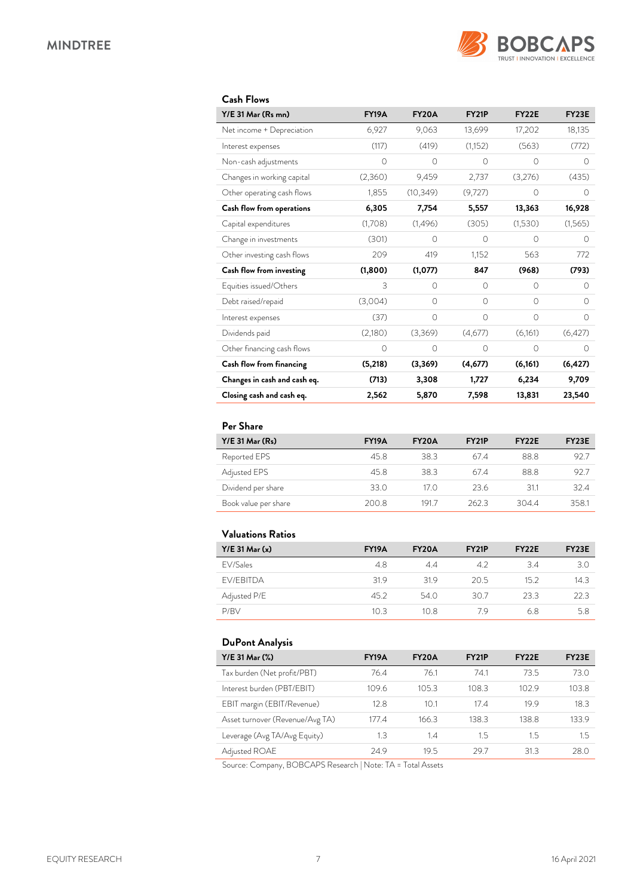## Cash Flows

| Y/E 31 Mar (Rs mn) | FY19A | FY20A | FY21P | FY22E | FY23E |
|---|---|---|---|---|---|
| Net income + Depreciation | 6,927 | 9,063 | 13,699 | 17,202 | 18,135 |
| Interest expenses | (117) | (419) | (1,152) | (563) | (772) |
| Non-cash adjustments | 0 | 0 | 0 | 0 | 0 |
| Changes in working capital | (2,360) | 9,459 | 2,737 | (3,276) | (435) |
| Other operating cash flows | 1,855 | (10,349) | (9,727) | 0 | 0 |
| **Cash flow from operations** | **6,305** | **7,754** | **5,557** | **13,363** | **16,928** |
| Capital expenditures | (1,708) | (1,496) | (305) | (1,530) | (1,565) |
| Change in investments | (301) | 0 | 0 | 0 | 0 |
| Other investing cash flows | 209 | 419 | 1,152 | 563 | 772 |
| **Cash flow from investing** | **(1,800)** | **(1,077)** | **847** | **(968)** | **(793)** |
| Equities issued/Others | 3 | 0 | 0 | 0 | 0 |
| Debt raised/repaid | (3,004) | 0 | 0 | 0 | 0 |
| Interest expenses | (37) | 0 | 0 | 0 | 0 |
| Dividends paid | (2,180) | (3,369) | (4,677) | (6,161) | (6,427) |
| Other financing cash flows | 0 | 0 | 0 | 0 | 0 |
| **Cash flow from financing** | **(5,218)** | **(3,369)** | **(4,677)** | **(6,161)** | **(6,427)** |
| **Changes in cash and cash eq.** | **(713)** | **3,308** | **1,727** | **6,234** | **9,709** |
| **Closing cash and cash eq.** | **2,562** | **5,870** | **7,598** | **13,831** | **23,540** |

## Per Share

| Y/E 31 Mar (Rs) | FY19A | FY20A | FY21P | FY22E | FY23E |
|---|---|---|---|---|---|
| Reported EPS | 45.8 | 38.3 | 67.4 | 88.8 | 92.7 |
| Adjusted EPS | 45.8 | 38.3 | 67.4 | 88.8 | 92.7 |
| Dividend per share | 33.0 | 17.0 | 23.6 | 31.1 | 32.4 |
| Book value per share | 200.8 | 191.7 | 262.3 | 304.4 | 358.1 |

## Valuations Ratios

| Y/E 31 Mar (x) | FY19A | FY20A | FY21P | FY22E | FY23E |
|---|---|---|---|---|---|
| EV/Sales | 4.8 | 4.4 | 4.2 | 3.4 | 3.0 |
| EV/EBITDA | 31.9 | 31.9 | 20.5 | 15.2 | 14.3 |
| Adjusted P/E | 45.2 | 54.0 | 30.7 | 23.3 | 22.3 |
| P/BV | 10.3 | 10.8 | 7.9 | 6.8 | 5.8 |

## DuPont Analysis

| Y/E 31 Mar (%) | FY19A | FY20A | FY21P | FY22E | FY23E |
|---|---|---|---|---|---|
| Tax burden (Net profit/PBT) | 76.4 | 76.1 | 74.1 | 73.5 | 73.0 |
| Interest burden (PBT/EBIT) | 109.6 | 105.3 | 108.3 | 102.9 | 103.8 |
| EBIT margin (EBIT/Revenue) | 12.8 | 10.1 | 17.4 | 19.9 | 18.3 |
| Asset turnover (Revenue/Avg TA) | 177.4 | 166.3 | 138.3 | 138.8 | 133.9 |
| Leverage (Avg TA/Avg Equity) | 1.3 | 1.4 | 1.5 | 1.5 | 1.5 |
| Adjusted ROAE | 24.9 | 19.5 | 29.7 | 31.3 | 28.0 |

Source: Company, BOBCAPS Research | Note: TA = Total Assets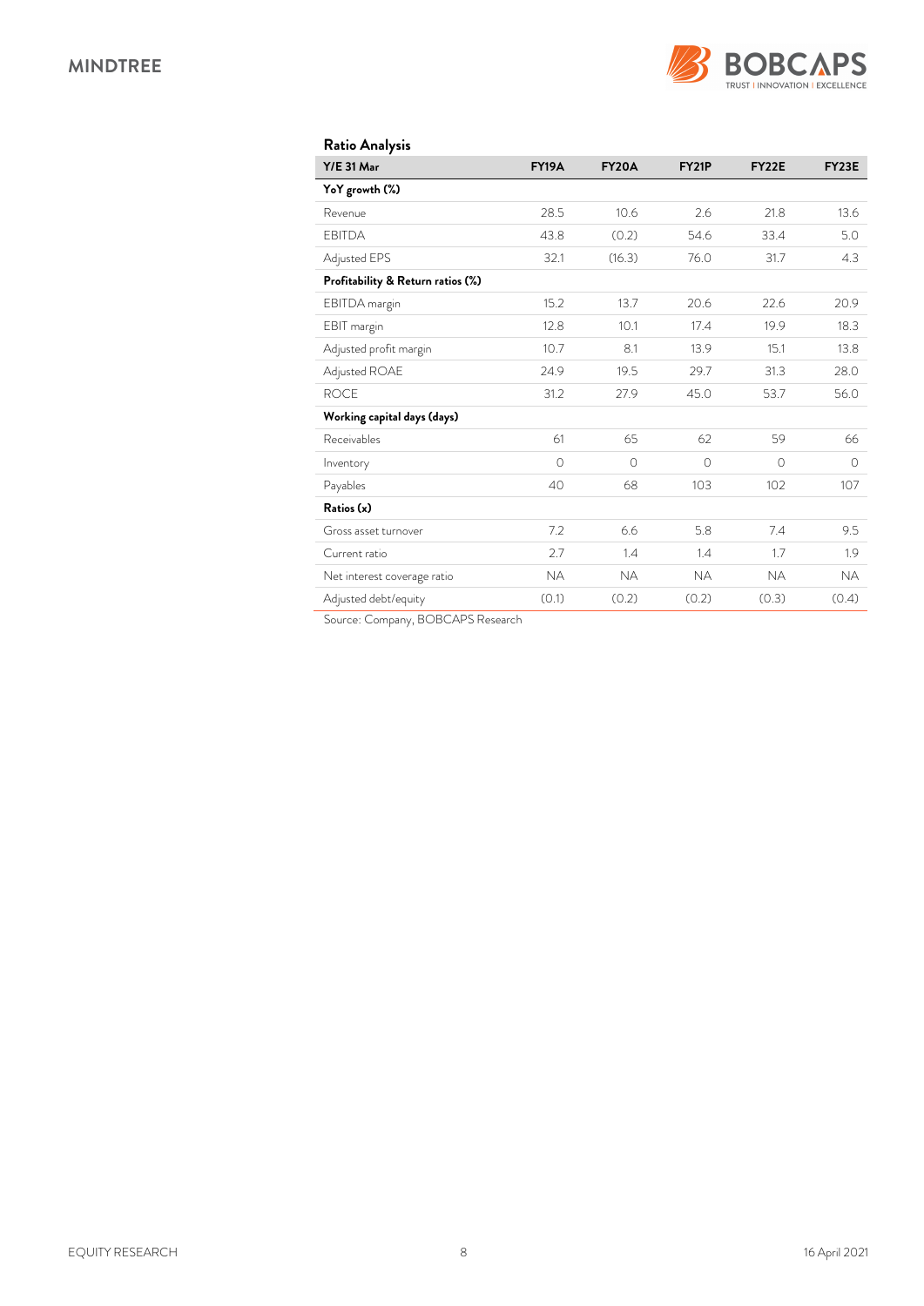## Ratio Analysis

| Y/E 31 Mar | FY19A | FY20A | FY21P | FY22E | FY23E |
|---|---|---|---|---|---|
| **YoY growth (%)** | | | | | |
| Revenue | 28.5 | 10.6 | 2.6 | 21.8 | 13.6 |
| EBITDA | 43.8 | (0.2) | 54.6 | 33.4 | 5.0 |
| Adjusted EPS | 32.1 | (16.3) | 76.0 | 31.7 | 4.3 |
| **Profitability & Return ratios (%)** | | | | | |
| EBITDA margin | 15.2 | 13.7 | 20.6 | 22.6 | 20.9 |
| EBIT margin | 12.8 | 10.1 | 17.4 | 19.9 | 18.3 |
| Adjusted profit margin | 10.7 | 8.1 | 13.9 | 15.1 | 13.8 |
| Adjusted ROAE | 24.9 | 19.5 | 29.7 | 31.3 | 28.0 |
| ROCE | 31.2 | 27.9 | 45.0 | 53.7 | 56.0 |
| **Working capital days (days)** | | | | | |
| Receivables | 61 | 65 | 62 | 59 | 66 |
| Inventory | 0 | 0 | 0 | 0 | 0 |
| Payables | 40 | 68 | 103 | 102 | 107 |
| **Ratios (x)** | | | | | |
| Gross asset turnover | 7.2 | 6.6 | 5.8 | 7.4 | 9.5 |
| Current ratio | 2.7 | 1.4 | 1.4 | 1.7 | 1.9 |
| Net interest coverage ratio | NA | NA | NA | NA | NA |
| Adjusted debt/equity | (0.1) | (0.2) | (0.2) | (0.3) | (0.4) |

Source: Company, BOBCAPS Research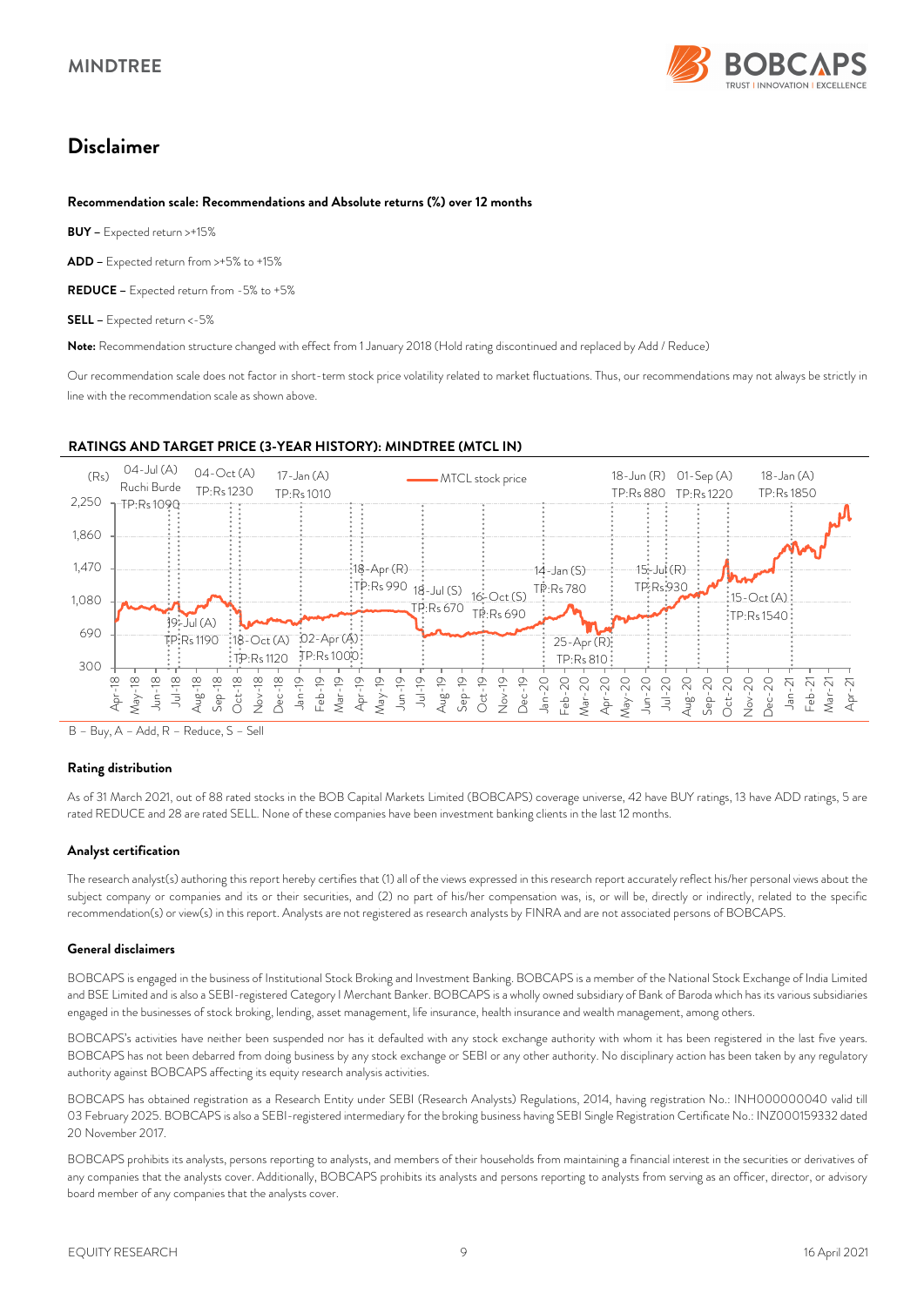# Disclaimer

**Recommendation scale: Recommendations and Absolute returns (%) over 12 months**

**BUY** – Expected return >+15%

**ADD** – Expected return from >+5% to +15%

**REDUCE** – Expected return from -5% to +5%

**SELL** – Expected return <-5%

**Note:** Recommendation structure changed with effect from 1 January 2018 (Hold rating discontinued and replaced by Add / Reduce)

Our recommendation scale does not factor in short-term stock price volatility related to market fluctuations. Thus, our recommendations may not always be strictly in line with the recommendation scale as shown above.

**RATINGS AND TARGET PRICE (3-YEAR HISTORY): MINDTREE (MTCL IN)**

(Rs) — MTCL stock price

04-Jul (A) Ruchi Burde TP:Rs 1090; 19-Jul (A) TP:Rs 1190; 04-Oct (A) TP:Rs 1230; 18-Oct (A) TP:Rs 1120; 17-Jan (A) TP:Rs 1010; 02-Apr (A) TP:Rs 1000; 18-Apr (R) TP:Rs 990; 18-Jul (S) TP:Rs 670; 16-Oct (S) TP:Rs 690; 14-Jan (S) TP:Rs 780; 25-Apr (R) TP:Rs 810; 18-Jun (R) TP:Rs 880; 15-Jul (R) TP:Rs 930; 01-Sep (A) TP:Rs 1220; 15-Oct (A) TP:Rs 1540; 18-Jan (A) TP:Rs 1850

B – Buy, A – Add, R – Reduce, S – Sell

### Rating distribution

As of 31 March 2021, out of 88 rated stocks in the BOB Capital Markets Limited (BOBCAPS) coverage universe, 42 have BUY ratings, 13 have ADD ratings, 5 are rated REDUCE and 28 are rated SELL. None of these companies have been investment banking clients in the last 12 months.

### Analyst certification

The research analyst(s) authoring this report hereby certifies that (1) all of the views expressed in this research report accurately reflect his/her personal views about the subject company or companies and its or their securities, and (2) no part of his/her compensation was, is, or will be, directly or indirectly, related to the specific recommendation(s) or view(s) in this report. Analysts are not registered as research analysts by FINRA and are not associated persons of BOBCAPS.

### General disclaimers

BOBCAPS is engaged in the business of Institutional Stock Broking and Investment Banking. BOBCAPS is a member of the National Stock Exchange of India Limited and BSE Limited and is also a SEBI-registered Category I Merchant Banker. BOBCAPS is a wholly owned subsidiary of Bank of Baroda which has its various subsidiaries engaged in the businesses of stock broking, lending, asset management, life insurance, health insurance and wealth management, among others.

BOBCAPS's activities have neither been suspended nor has it defaulted with any stock exchange authority with whom it has been registered in the last five years. BOBCAPS has not been debarred from doing business by any stock exchange or SEBI or any other authority. No disciplinary action has been taken by any regulatory authority against BOBCAPS affecting its equity research analysis activities.

BOBCAPS has obtained registration as a Research Entity under SEBI (Research Analysts) Regulations, 2014, having registration No.: INH000000040 valid till 03 February 2025. BOBCAPS is also a SEBI-registered intermediary for the broking business having SEBI Single Registration Certificate No.: INZ000159332 dated 20 November 2017.

BOBCAPS prohibits its analysts, persons reporting to analysts, and members of their households from maintaining a financial interest in the securities or derivatives of any companies that the analysts cover. Additionally, BOBCAPS prohibits its analysts and persons reporting to analysts from serving as an officer, director, or advisory board member of any companies that the analysts cover.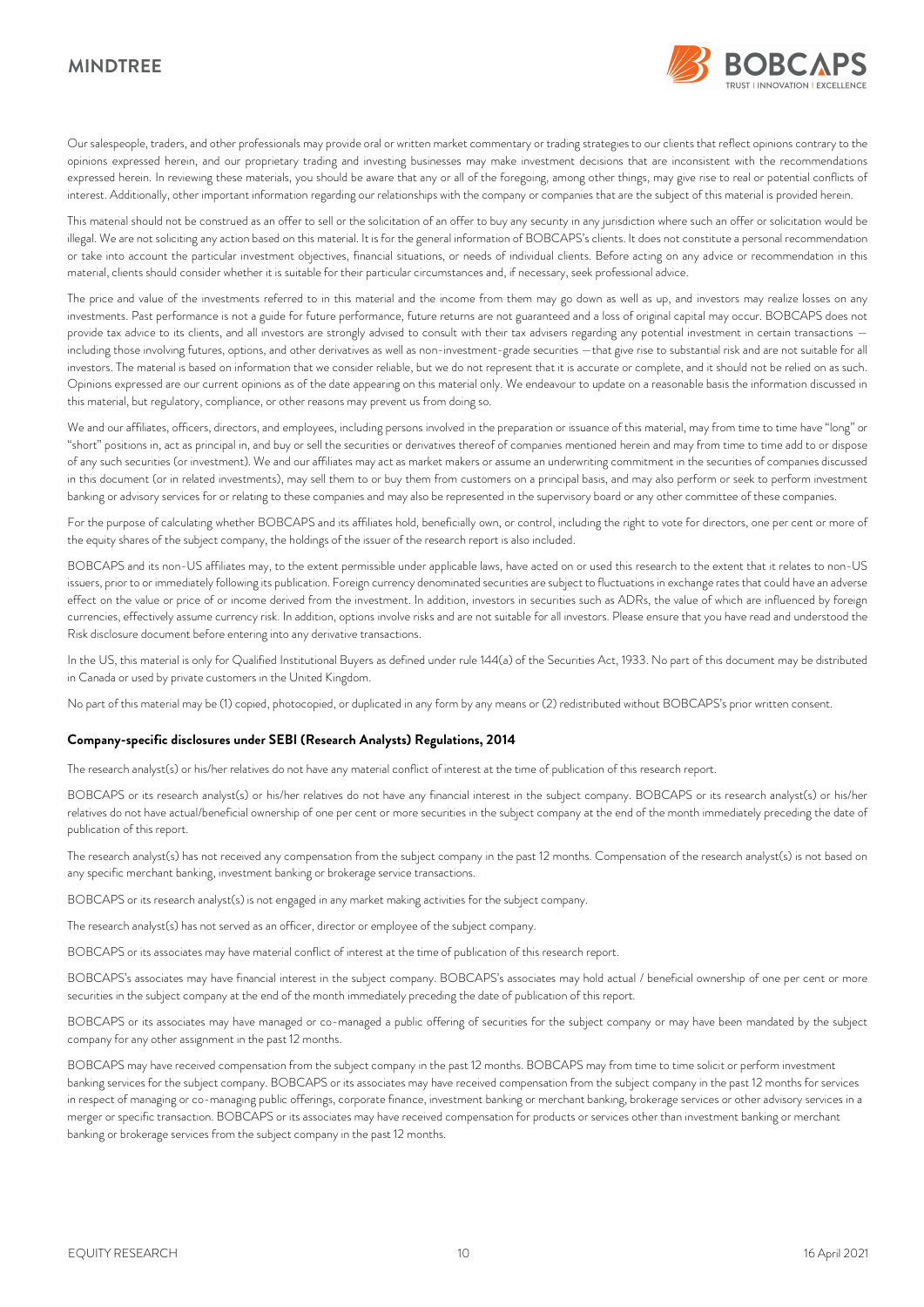Our salespeople, traders, and other professionals may provide oral or written market commentary or trading strategies to our clients that reflect opinions contrary to the opinions expressed herein, and our proprietary trading and investing businesses may make investment decisions that are inconsistent with the recommendations expressed herein. In reviewing these materials, you should be aware that any or all of the foregoing, among other things, may give rise to real or potential conflicts of interest. Additionally, other important information regarding our relationships with the company or companies that are the subject of this material is provided herein.

This material should not be construed as an offer to sell or the solicitation of an offer to buy any security in any jurisdiction where such an offer or solicitation would be illegal. We are not soliciting any action based on this material. It is for the general information of BOBCAPS's clients. It does not constitute a personal recommendation or take into account the particular investment objectives, financial situations, or needs of individual clients. Before acting on any advice or recommendation in this material, clients should consider whether it is suitable for their particular circumstances and, if necessary, seek professional advice.

The price and value of the investments referred to in this material and the income from them may go down as well as up, and investors may realize losses on any investments. Past performance is not a guide for future performance, future returns are not guaranteed and a loss of original capital may occur. BOBCAPS does not provide tax advice to its clients, and all investors are strongly advised to consult with their tax advisers regarding any potential investment in certain transactions — including those involving futures, options, and other derivatives as well as non-investment-grade securities —that give rise to substantial risk and are not suitable for all investors. The material is based on information that we consider reliable, but we do not represent that it is accurate or complete, and it should not be relied on as such. Opinions expressed are our current opinions as of the date appearing on this material only. We endeavour to update on a reasonable basis the information discussed in this material, but regulatory, compliance, or other reasons may prevent us from doing so.

We and our affiliates, officers, directors, and employees, including persons involved in the preparation or issuance of this material, may from time to time have "long" or "short" positions in, act as principal in, and buy or sell the securities or derivatives thereof of companies mentioned herein and may from time to time add to or dispose of any such securities (or investment). We and our affiliates may act as market makers or assume an underwriting commitment in the securities of companies discussed in this document (or in related investments), may sell them to or buy them from customers on a principal basis, and may also perform or seek to perform investment banking or advisory services for or relating to these companies and may also be represented in the supervisory board or any other committee of these companies.

For the purpose of calculating whether BOBCAPS and its affiliates hold, beneficially own, or control, including the right to vote for directors, one per cent or more of the equity shares of the subject company, the holdings of the issuer of the research report is also included.

BOBCAPS and its non-US affiliates may, to the extent permissible under applicable laws, have acted on or used this research to the extent that it relates to non-US issuers, prior to or immediately following its publication. Foreign currency denominated securities are subject to fluctuations in exchange rates that could have an adverse effect on the value or price of or income derived from the investment. In addition, investors in securities such as ADRs, the value of which are influenced by foreign currencies, effectively assume currency risk. In addition, options involve risks and are not suitable for all investors. Please ensure that you have read and understood the Risk disclosure document before entering into any derivative transactions.

In the US, this material is only for Qualified Institutional Buyers as defined under rule 144(a) of the Securities Act, 1933. No part of this document may be distributed in Canada or used by private customers in the United Kingdom.

No part of this material may be (1) copied, photocopied, or duplicated in any form by any means or (2) redistributed without BOBCAPS's prior written consent.

**Company-specific disclosures under SEBI (Research Analysts) Regulations, 2014**

The research analyst(s) or his/her relatives do not have any material conflict of interest at the time of publication of this research report.

BOBCAPS or its research analyst(s) or his/her relatives do not have any financial interest in the subject company. BOBCAPS or its research analyst(s) or his/her relatives do not have actual/beneficial ownership of one per cent or more securities in the subject company at the end of the month immediately preceding the date of publication of this report.

The research analyst(s) has not received any compensation from the subject company in the past 12 months. Compensation of the research analyst(s) is not based on any specific merchant banking, investment banking or brokerage service transactions.

BOBCAPS or its research analyst(s) is not engaged in any market making activities for the subject company.

The research analyst(s) has not served as an officer, director or employee of the subject company.

BOBCAPS or its associates may have material conflict of interest at the time of publication of this research report.

BOBCAPS's associates may have financial interest in the subject company. BOBCAPS's associates may hold actual / beneficial ownership of one per cent or more securities in the subject company at the end of the month immediately preceding the date of publication of this report.

BOBCAPS or its associates may have managed or co-managed a public offering of securities for the subject company or may have been mandated by the subject company for any other assignment in the past 12 months.

BOBCAPS may have received compensation from the subject company in the past 12 months. BOBCAPS may from time to time solicit or perform investment banking services for the subject company. BOBCAPS or its associates may have received compensation from the subject company in the past 12 months for services in respect of managing or co-managing public offerings, corporate finance, investment banking or merchant banking, brokerage services or other advisory services in a merger or specific transaction. BOBCAPS or its associates may have received compensation for products or services other than investment banking or merchant banking or brokerage services from the subject company in the past 12 months.